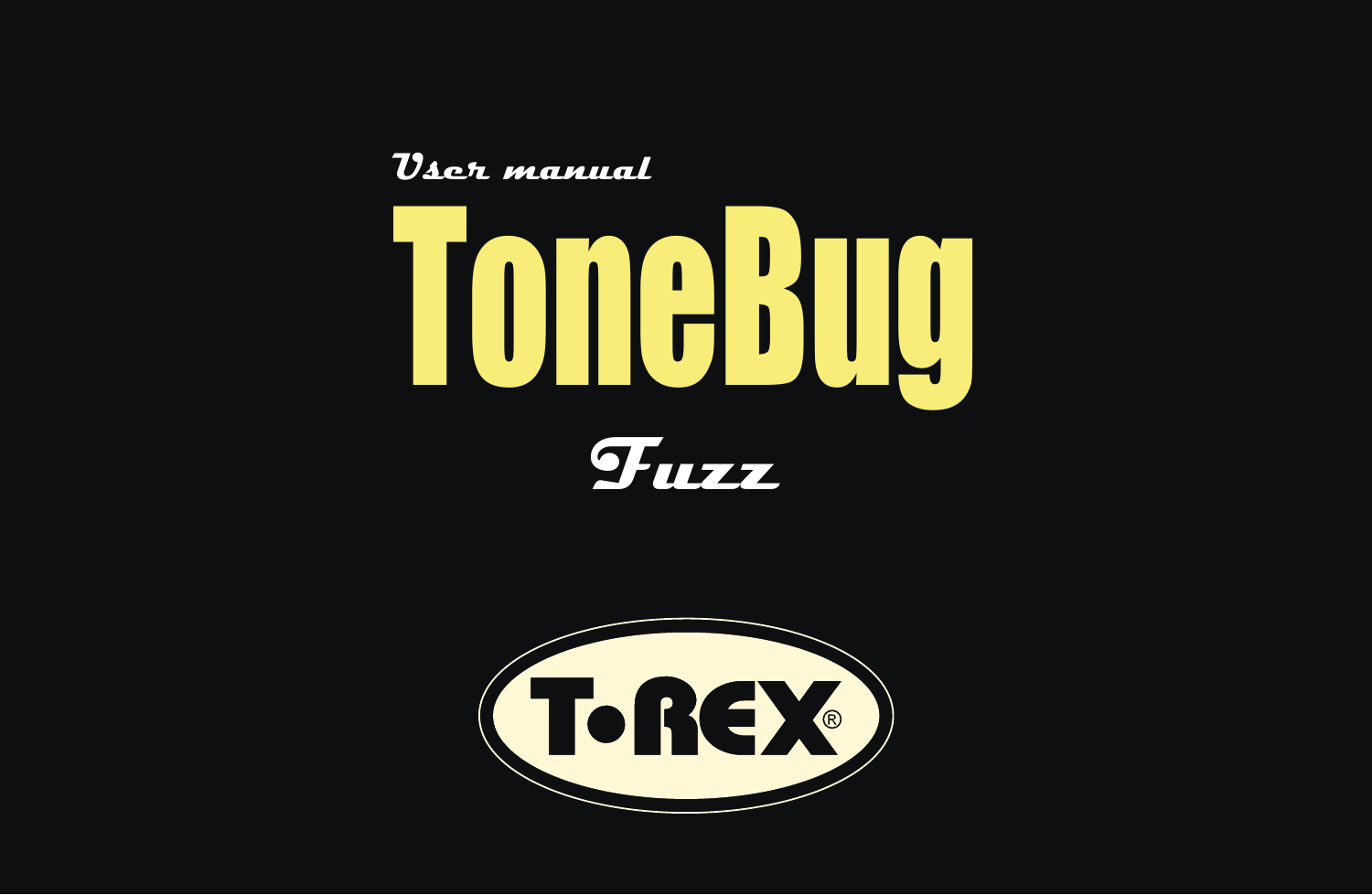*User manual*

# ToneBug

## *Fuzz*

T•REX®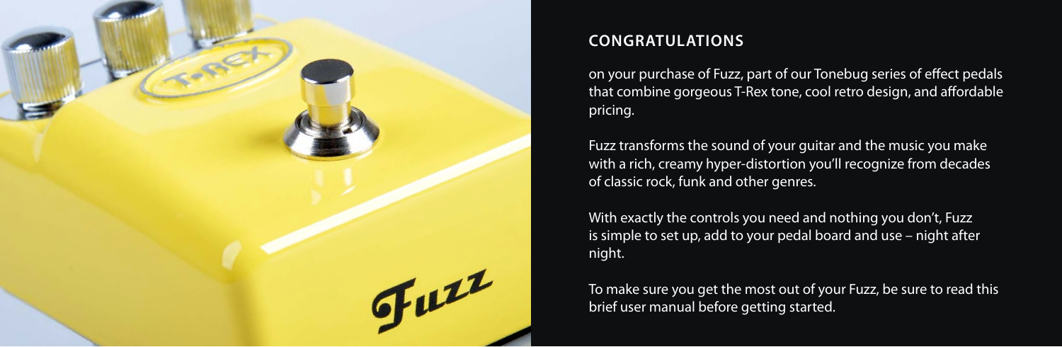## CONGRATULATIONS

on your purchase of Fuzz, part of our Tonebug series of effect pedals that combine gorgeous T-Rex tone, cool retro design, and affordable pricing.

Fuzz transforms the sound of your guitar and the music you make with a rich, creamy hyper-distortion you'll recognize from decades of classic rock, funk and other genres.

With exactly the controls you need and nothing you don't, Fuzz is simple to set up, add to your pedal board and use – night after night.

To make sure you get the most out of your Fuzz, be sure to read this brief user manual before getting started.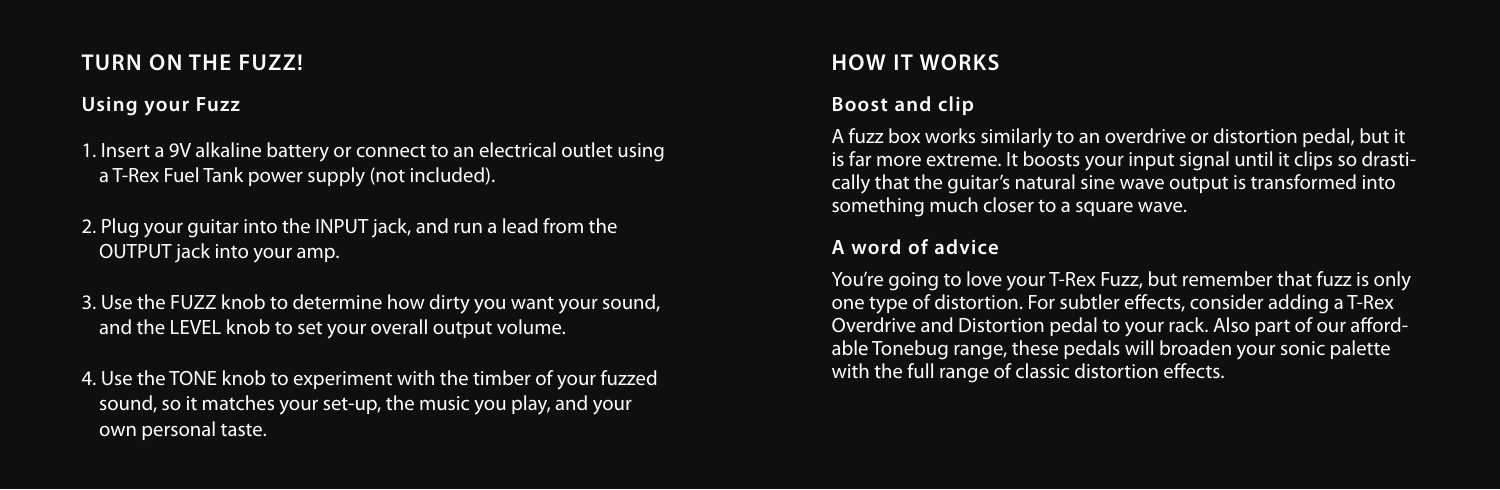## TURN ON THE FUZZ!

### Using your Fuzz

1. Insert a 9V alkaline battery or connect to an electrical outlet using a T-Rex Fuel Tank power supply (not included).

2. Plug your guitar into the INPUT jack, and run a lead from the OUTPUT jack into your amp.

3. Use the FUZZ knob to determine how dirty you want your sound, and the LEVEL knob to set your overall output volume.

4. Use the TONE knob to experiment with the timber of your fuzzed sound, so it matches your set-up, the music you play, and your own personal taste.

## HOW IT WORKS

### Boost and clip

A fuzz box works similarly to an overdrive or distortion pedal, but it is far more extreme. It boosts your input signal until it clips so drastically that the guitar's natural sine wave output is transformed into something much closer to a square wave.

### A word of advice

You're going to love your T-Rex Fuzz, but remember that fuzz is only one type of distortion. For subtler effects, consider adding a T-Rex Overdrive and Distortion pedal to your rack. Also part of our affordable Tonebug range, these pedals will broaden your sonic palette with the full range of classic distortion effects.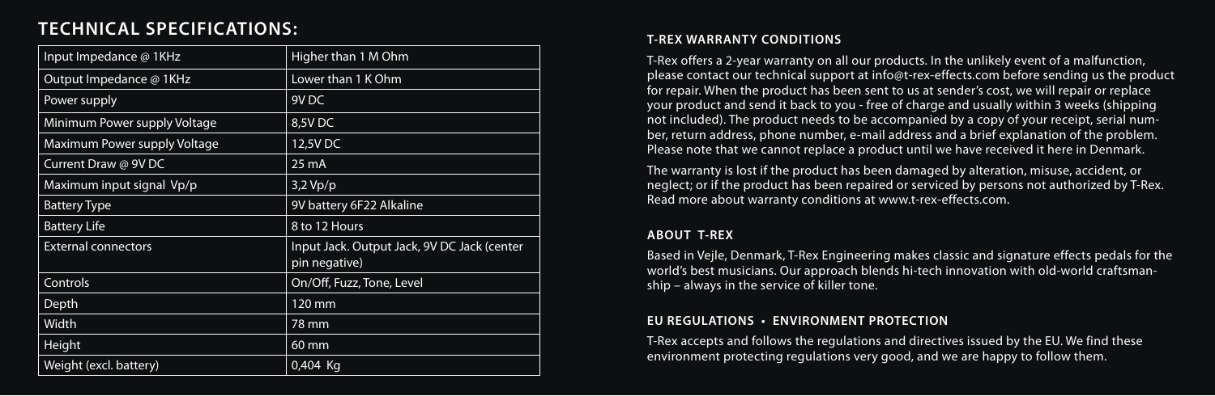## TECHNICAL SPECIFICATIONS:

| Input Impedance @ 1KHz | Higher than 1 M Ohm |
|---|---|
| Output Impedance @ 1KHz | Lower than 1 K Ohm |
| Power supply | 9V DC |
| Minimum Power supply Voltage | 8,5V DC |
| Maximum Power supply Voltage | 12,5V DC |
| Current Draw @ 9V DC | 25 mA |
| Maximum input signal Vp/p | 3,2 Vp/p |
| Battery Type | 9V battery 6F22 Alkaline |
| Battery Life | 8 to 12 Hours |
| External connectors | Input Jack. Output Jack, 9V DC Jack (center pin negative) |
| Controls | On/Off, Fuzz, Tone, Level |
| Depth | 120 mm |
| Width | 78 mm |
| Height | 60 mm |
| Weight (excl. battery) | 0,404 Kg |

### T-REX WARRANTY CONDITIONS

T-Rex offers a 2-year warranty on all our products. In the unlikely event of a malfunction, please contact our technical support at info@t-rex-effects.com before sending us the product for repair. When the product has been sent to us at sender's cost, we will repair or replace your product and send it back to you - free of charge and usually within 3 weeks (shipping not included). The product needs to be accompanied by a copy of your receipt, serial number, return address, phone number, e-mail address and a brief explanation of the problem. Please note that we cannot replace a product until we have received it here in Denmark.

The warranty is lost if the product has been damaged by alteration, misuse, accident, or neglect; or if the product has been repaired or serviced by persons not authorized by T-Rex. Read more about warranty conditions at www.t-rex-effects.com.

### ABOUT T-REX

Based in Vejle, Denmark, T-Rex Engineering makes classic and signature effects pedals for the world's best musicians. Our approach blends hi-tech innovation with old-world craftsmanship – always in the service of killer tone.

### EU REGULATIONS • ENVIRONMENT PROTECTION

T-Rex accepts and follows the regulations and directives issued by the EU. We find these environment protecting regulations very good, and we are happy to follow them.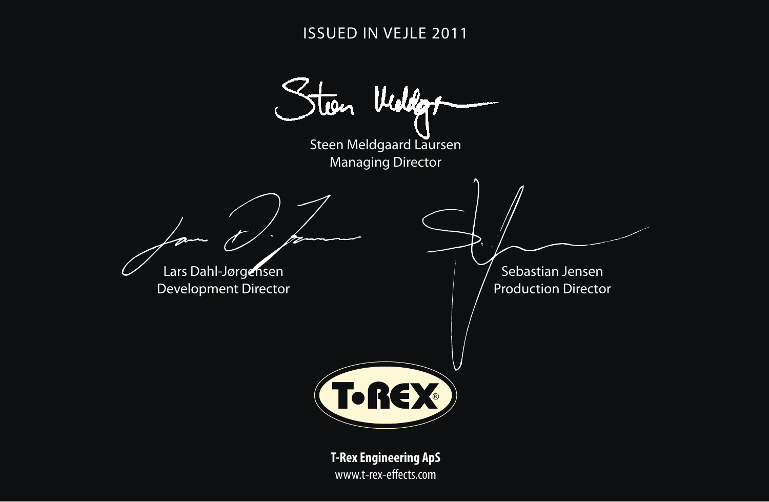ISSUED IN VEJLE 2011

Steen Meldgaard Laursen
Managing Director

Lars Dahl-Jørgensen
Development Director

Sebastian Jensen
Production Director

T-REX®

**T-Rex Engineering ApS**
www.t-rex-effects.com